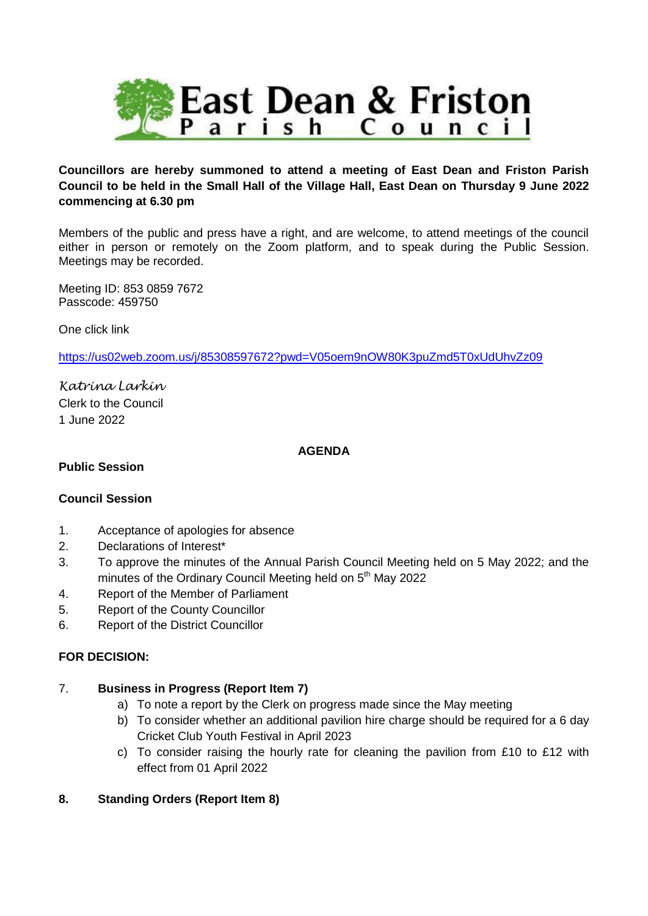# East Dean & Friston Parish Council

**Councillors are hereby summoned to attend a meeting of East Dean and Friston Parish Council to be held in the Small Hall of the Village Hall, East Dean on Thursday 9 June 2022 commencing at 6.30 pm**

Members of the public and press have a right, and are welcome, to attend meetings of the council either in person or remotely on the Zoom platform, and to speak during the Public Session. Meetings may be recorded.

Meeting ID: 853 0859 7672
Passcode: 459750

One click link

https://us02web.zoom.us/j/85308597672?pwd=V05oem9nOW80K3puZmd5T0xUdUhvZz09

*Katrina Larkin*
Clerk to the Council
1 June 2022

**AGENDA**

**Public Session**

**Council Session**

1. Acceptance of apologies for absence
2. Declarations of Interest*
3. To approve the minutes of the Annual Parish Council Meeting held on 5 May 2022; and the minutes of the Ordinary Council Meeting held on 5th May 2022
4. Report of the Member of Parliament
5. Report of the County Councillor
6. Report of the District Councillor

**FOR DECISION:**

7. **Business in Progress (Report Item 7)**
   a) To note a report by the Clerk on progress made since the May meeting
   b) To consider whether an additional pavilion hire charge should be required for a 6 day Cricket Club Youth Festival in April 2023
   c) To consider raising the hourly rate for cleaning the pavilion from £10 to £12 with effect from 01 April 2022

8. **Standing Orders (Report Item 8)**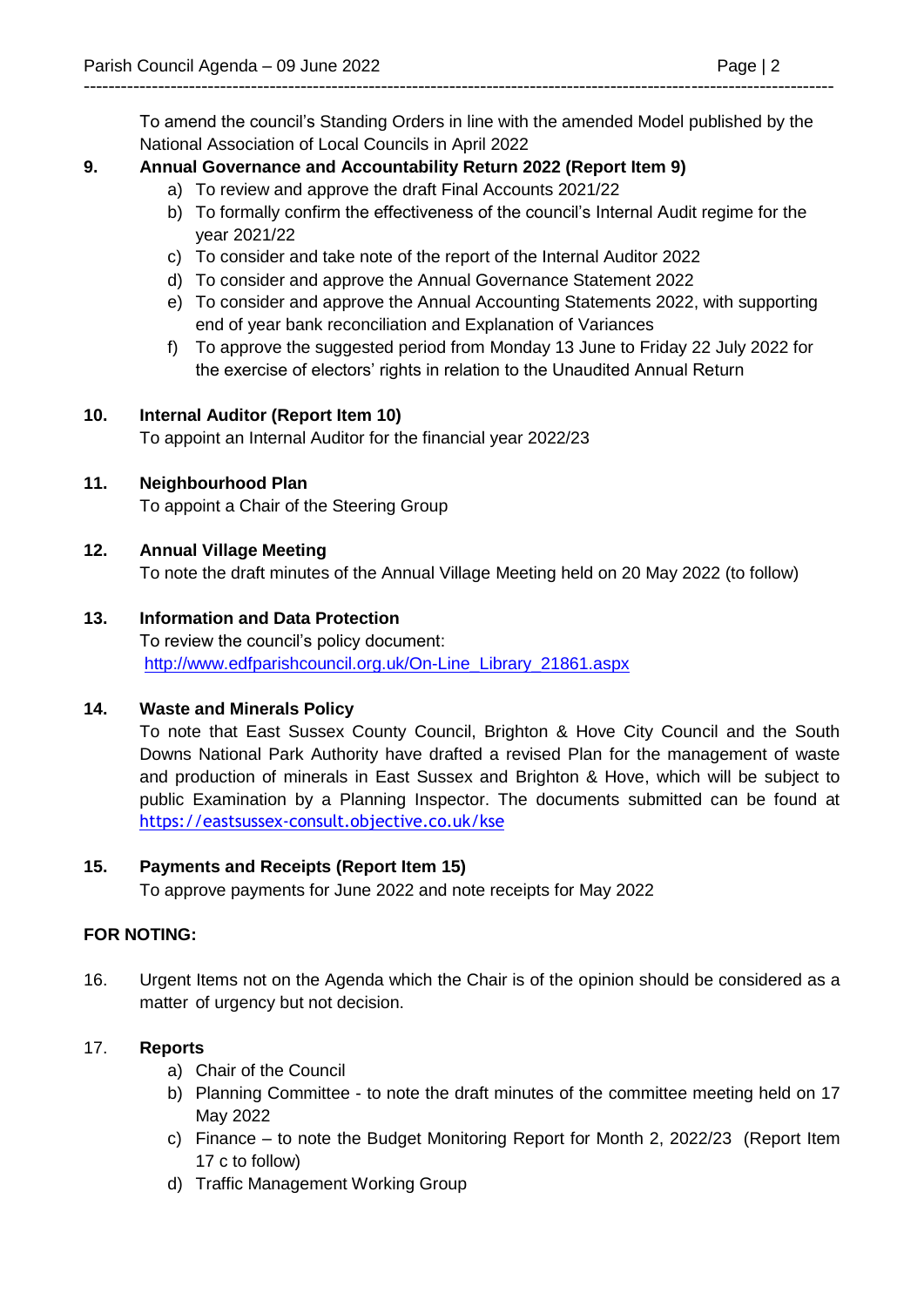To amend the council's Standing Orders in line with the amended Model published by the National Association of Local Councils in April 2022

**9. Annual Governance and Accountability Return 2022 (Report Item 9)**

a) To review and approve the draft Final Accounts 2021/22

b) To formally confirm the effectiveness of the council's Internal Audit regime for the year 2021/22

c) To consider and take note of the report of the Internal Auditor 2022

d) To consider and approve the Annual Governance Statement 2022

e) To consider and approve the Annual Accounting Statements 2022, with supporting end of year bank reconciliation and Explanation of Variances

f) To approve the suggested period from Monday 13 June to Friday 22 July 2022 for the exercise of electors' rights in relation to the Unaudited Annual Return

**10. Internal Auditor (Report Item 10)**

To appoint an Internal Auditor for the financial year 2022/23

**11. Neighbourhood Plan**

To appoint a Chair of the Steering Group

**12. Annual Village Meeting**

To note the draft minutes of the Annual Village Meeting held on 20 May 2022 (to follow)

**13. Information and Data Protection**

To review the council's policy document:
http://www.edfparishcouncil.org.uk/On-Line_Library_21861.aspx

**14. Waste and Minerals Policy**

To note that East Sussex County Council, Brighton & Hove City Council and the South Downs National Park Authority have drafted a revised Plan for the management of waste and production of minerals in East Sussex and Brighton & Hove, which will be subject to public Examination by a Planning Inspector. The documents submitted can be found at https://eastsussex-consult.objective.co.uk/kse

**15. Payments and Receipts (Report Item 15)**

To approve payments for June 2022 and note receipts for May 2022

**FOR NOTING:**

16. Urgent Items not on the Agenda which the Chair is of the opinion should be considered as a matter of urgency but not decision.

17. **Reports**

a) Chair of the Council

b) Planning Committee - to note the draft minutes of the committee meeting held on 17 May 2022

c) Finance – to note the Budget Monitoring Report for Month 2, 2022/23 (Report Item 17 c to follow)

d) Traffic Management Working Group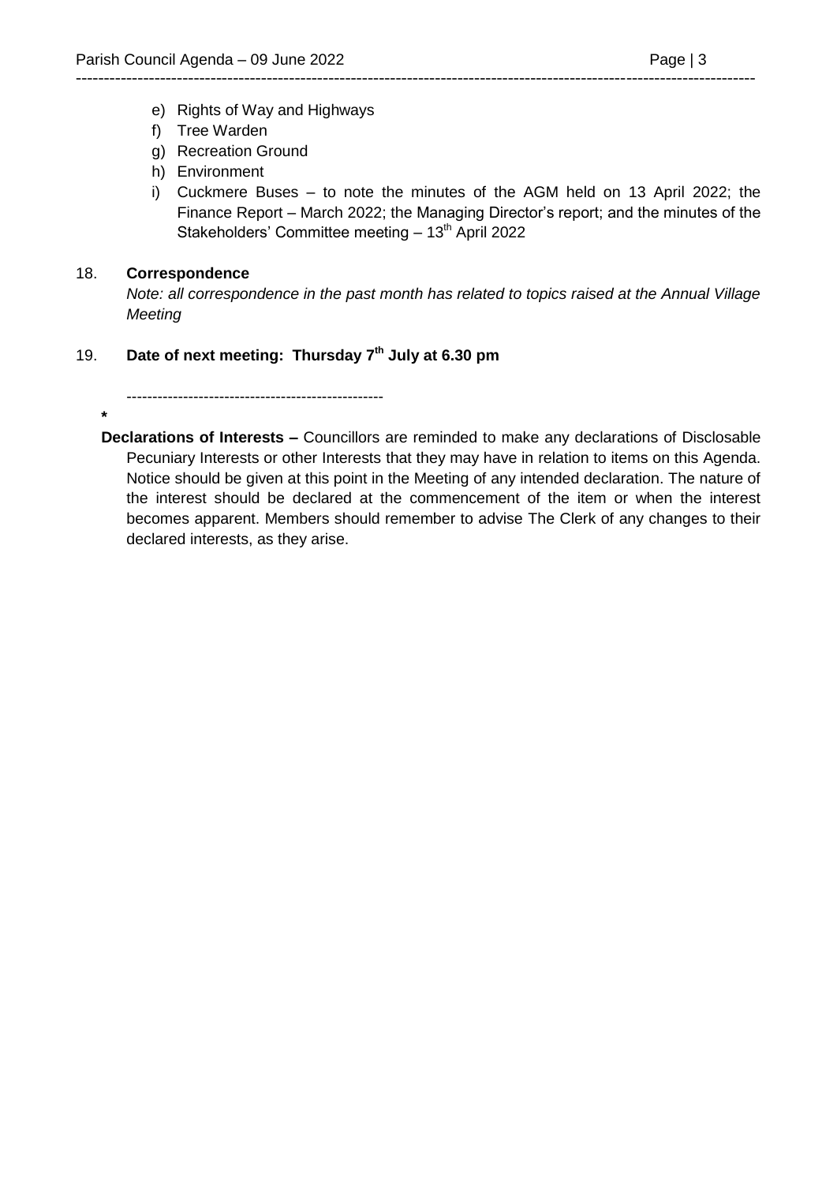e) Rights of Way and Highways
f) Tree Warden
g) Recreation Ground
h) Environment
i) Cuckmere Buses – to note the minutes of the AGM held on 13 April 2022; the Finance Report – March 2022; the Managing Director's report; and the minutes of the Stakeholders' Committee meeting – 13th April 2022

18. **Correspondence**

*Note: all correspondence in the past month has related to topics raised at the Annual Village Meeting*

19. **Date of next meeting: Thursday 7th July at 6.30 pm**

---

*

**Declarations of Interests –** Councillors are reminded to make any declarations of Disclosable Pecuniary Interests or other Interests that they may have in relation to items on this Agenda. Notice should be given at this point in the Meeting of any intended declaration. The nature of the interest should be declared at the commencement of the item or when the interest becomes apparent. Members should remember to advise The Clerk of any changes to their declared interests, as they arise.